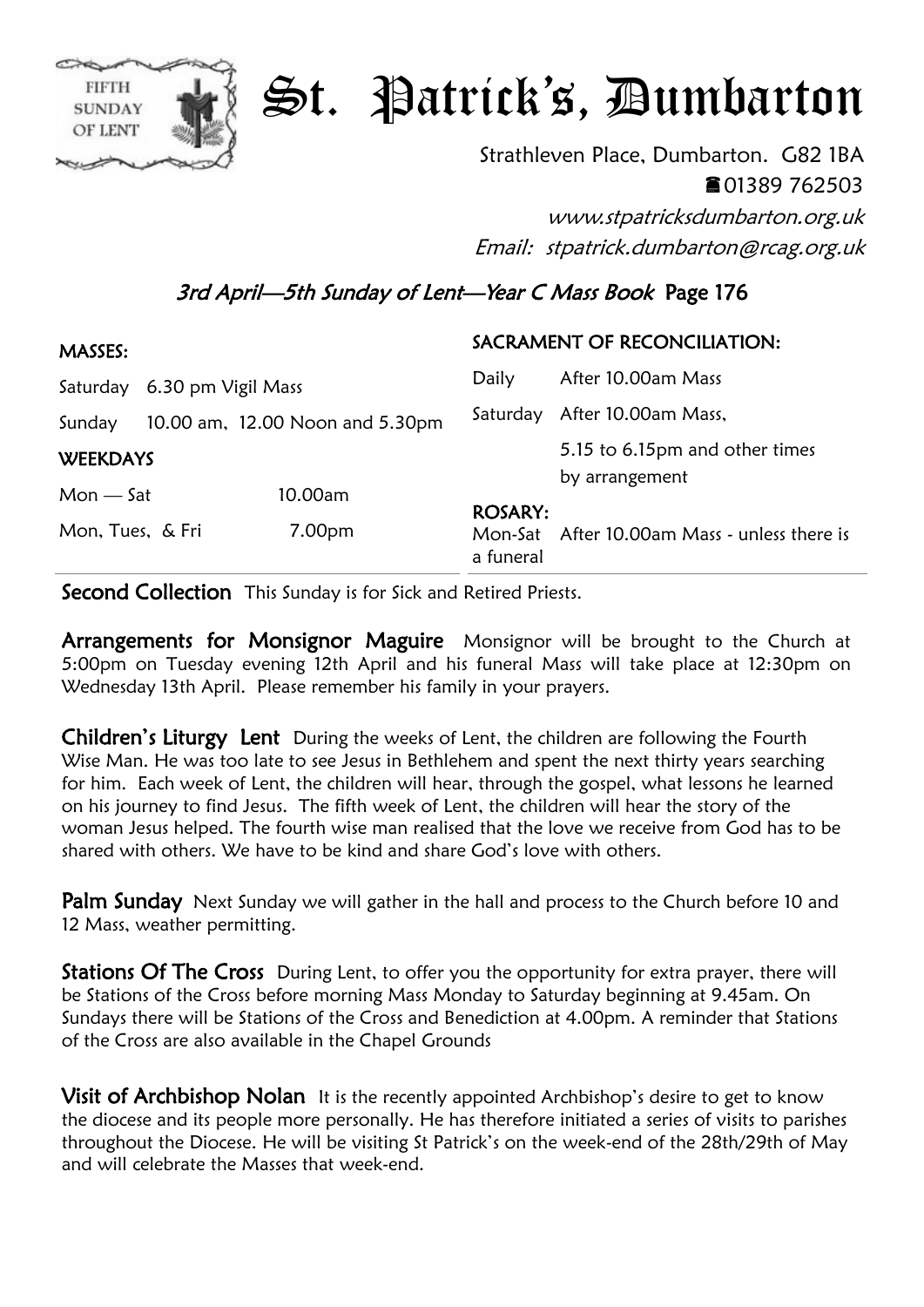# St. Patrick's, Dumbarton

FIFTH SUNDAY OF LENT

Strathleven Place, Dumbarton. G82 1BA

☎01389 762503

*www.stpatricksdumbarton.org.uk*

*Email: stpatrick.dumbarton@rcag.org.uk*

## *3rd April—5th Sunday of Lent—Year C Mass Book* Page 176

**MASSES:**

Saturday 6.30 pm Vigil Mass

Sunday 10.00 am, 12.00 Noon and 5.30pm

**WEEKDAYS**

Mon — Sat 10.00am

Mon, Tues, & Fri 7.00pm

**SACRAMENT OF RECONCILIATION:**

Daily After 10.00am Mass

Saturday After 10.00am Mass, 5.15 to 6.15pm and other times by arrangement

**ROSARY:**

Mon-Sat After 10.00am Mass - unless there is a funeral

**Second Collection** This Sunday is for Sick and Retired Priests.

**Arrangements for Monsignor Maguire** Monsignor will be brought to the Church at 5:00pm on Tuesday evening 12th April and his funeral Mass will take place at 12:30pm on Wednesday 13th April. Please remember his family in your prayers.

**Children's Liturgy Lent** During the weeks of Lent, the children are following the Fourth Wise Man. He was too late to see Jesus in Bethlehem and spent the next thirty years searching for him. Each week of Lent, the children will hear, through the gospel, what lessons he learned on his journey to find Jesus. The fifth week of Lent, the children will hear the story of the woman Jesus helped. The fourth wise man realised that the love we receive from God has to be shared with others. We have to be kind and share God's love with others.

**Palm Sunday** Next Sunday we will gather in the hall and process to the Church before 10 and 12 Mass, weather permitting.

**Stations Of The Cross** During Lent, to offer you the opportunity for extra prayer, there will be Stations of the Cross before morning Mass Monday to Saturday beginning at 9.45am. On Sundays there will be Stations of the Cross and Benediction at 4.00pm. A reminder that Stations of the Cross are also available in the Chapel Grounds

**Visit of Archbishop Nolan** It is the recently appointed Archbishop's desire to get to know the diocese and its people more personally. He has therefore initiated a series of visits to parishes throughout the Diocese. He will be visiting St Patrick's on the week-end of the 28th/29th of May and will celebrate the Masses that week-end.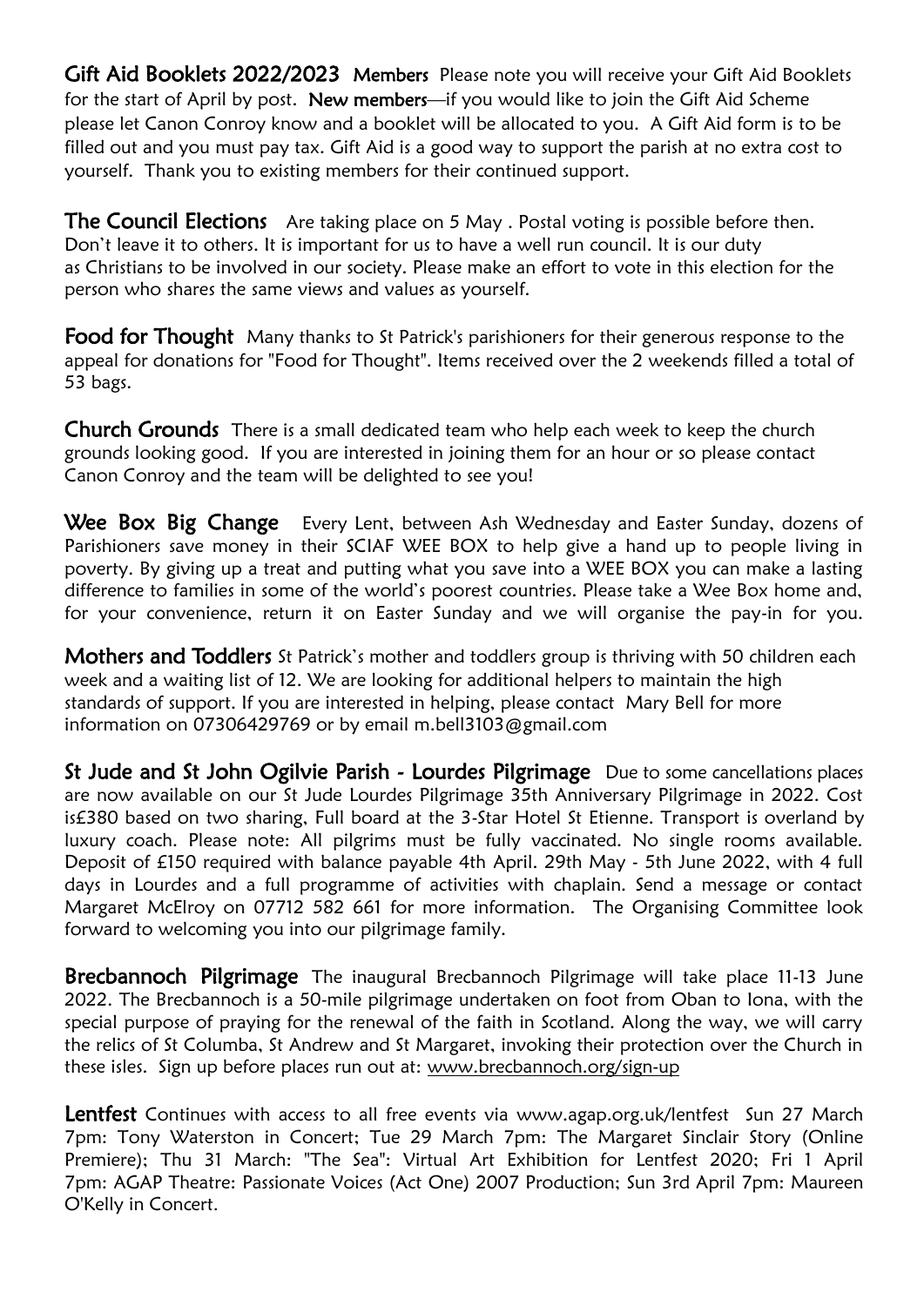**Gift Aid Booklets 2022/2023** **Members** Please note you will receive your Gift Aid Booklets for the start of April by post. **New members**—if you would like to join the Gift Aid Scheme please let Canon Conroy know and a booklet will be allocated to you. A Gift Aid form is to be filled out and you must pay tax. Gift Aid is a good way to support the parish at no extra cost to yourself. Thank you to existing members for their continued support.

**The Council Elections** Are taking place on 5 May . Postal voting is possible before then. Don't leave it to others. It is important for us to have a well run council. It is our duty as Christians to be involved in our society. Please make an effort to vote in this election for the person who shares the same views and values as yourself.

**Food for Thought** Many thanks to St Patrick's parishioners for their generous response to the appeal for donations for "Food for Thought". Items received over the 2 weekends filled a total of 53 bags.

**Church Grounds** There is a small dedicated team who help each week to keep the church grounds looking good. If you are interested in joining them for an hour or so please contact Canon Conroy and the team will be delighted to see you!

**Wee Box Big Change** Every Lent, between Ash Wednesday and Easter Sunday, dozens of Parishioners save money in their SCIAF WEE BOX to help give a hand up to people living in poverty. By giving up a treat and putting what you save into a WEE BOX you can make a lasting difference to families in some of the world's poorest countries. Please take a Wee Box home and, for your convenience, return it on Easter Sunday and we will organise the pay-in for you.

**Mothers and Toddlers** St Patrick's mother and toddlers group is thriving with 50 children each week and a waiting list of 12. We are looking for additional helpers to maintain the high standards of support. If you are interested in helping, please contact Mary Bell for more information on 07306429769 or by email m.bell3103@gmail.com

**St Jude and St John Ogilvie Parish - Lourdes Pilgrimage** Due to some cancellations places are now available on our St Jude Lourdes Pilgrimage 35th Anniversary Pilgrimage in 2022. Cost is£380 based on two sharing, Full board at the 3-Star Hotel St Etienne. Transport is overland by luxury coach. Please note: All pilgrims must be fully vaccinated. No single rooms available. Deposit of £150 required with balance payable 4th April. 29th May - 5th June 2022, with 4 full days in Lourdes and a full programme of activities with chaplain. Send a message or contact Margaret McElroy on 07712 582 661 for more information. The Organising Committee look forward to welcoming you into our pilgrimage family.

**Brecbannoch Pilgrimage** The inaugural Brecbannoch Pilgrimage will take place 11-13 June 2022. The Brecbannoch is a 50-mile pilgrimage undertaken on foot from Oban to Iona, with the special purpose of praying for the renewal of the faith in Scotland. Along the way, we will carry the relics of St Columba, St Andrew and St Margaret, invoking their protection over the Church in these isles. Sign up before places run out at: www.brecbannoch.org/sign-up

**Lentfest** Continues with access to all free events via www.agap.org.uk/lentfest Sun 27 March 7pm: Tony Waterston in Concert; Tue 29 March 7pm: The Margaret Sinclair Story (Online Premiere); Thu 31 March: "The Sea": Virtual Art Exhibition for Lentfest 2020; Fri 1 April 7pm: AGAP Theatre: Passionate Voices (Act One) 2007 Production; Sun 3rd April 7pm: Maureen O'Kelly in Concert.